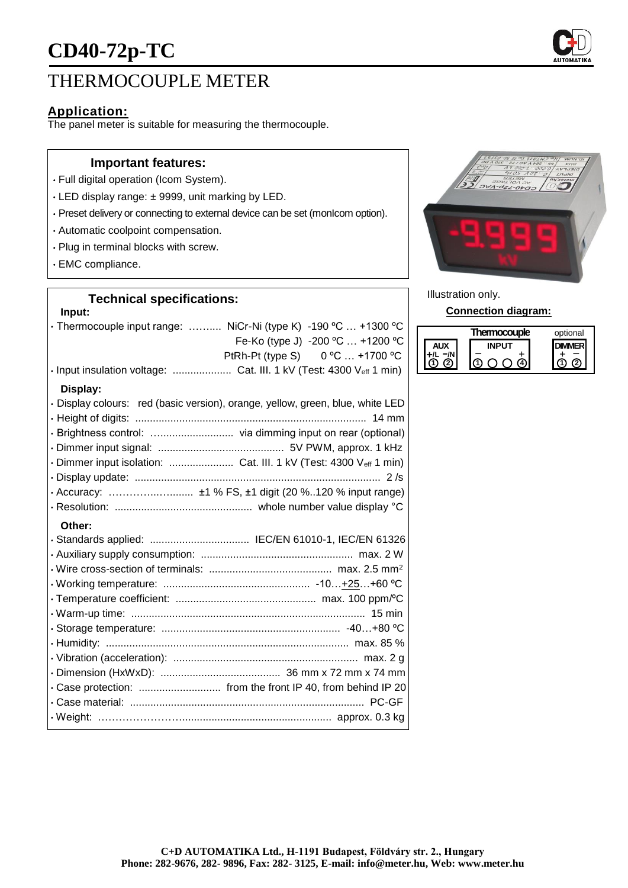# CD40-72p-TC

## THERMOCOUPLE METER

### Application:

The panel meter is suitable for measuring the thermocouple.

**Important features:**

- Full digital operation (Icom System).
- LED display range: ± 9999, unit marking by LED.
- Preset delivery or connecting to external device can be set (monIcom option).
- Automatic coolpoint compensation.
- Plug in terminal blocks with screw.
- EMC compliance.

Illustration only.

**Connection diagram:**

| AUX | | Thermocouple INPUT | | | | optional DIMMER | |
|---|---|---|---|---|---|---|---|
| +/L | −/N | − | | | + | + | − |
| 1 | 2 | 1 | | | 4 | 1 | 2 |

**Technical specifications:**

**Input:**

- Thermocouple input range: NiCr-Ni (type K) -190 ºC … +1300 ºC
  - Fe-Ko (type J) -200 ºC … +1200 ºC
  - PtRh-Pt (type S) 0 ºC … +1700 ºC
- Input insulation voltage: Cat. III. 1 kV (Test: 4300 $V_{eff}$ 1 min)

**Display:**

- Display colours: red (basic version), orange, yellow, green, blue, white LED
- Height of digits: 14 mm
- Brightness control: via dimming input on rear (optional)
- Dimmer input signal: 5V PWM, approx. 1 kHz
- Dimmer input isolation: Cat. III. 1 kV (Test: 4300 $V_{eff}$ 1 min)
- Display update: 2 /s
- Accuracy: ±1 % FS, ±1 digit (20 %..120 % input range)
- Resolution: whole number value display °C

**Other:**

- Standards applied: IEC/EN 61010-1, IEC/EN 61326
- Auxiliary supply consumption: max. 2 W
- Wire cross-section of terminals: max. 2.5 $mm^2$
- Working temperature: -10…+25…+60 ºC
- Temperature coefficient: max. 100 ppm/ºC
- Warm-up time: 15 min
- Storage temperature: -40…+80 ºC
- Humidity: max. 85 %
- Vibration (acceleration): max. 2 g
- Dimension (HxWxD): 36 mm x 72 mm x 74 mm
- Case protection: from the front IP 40, from behind IP 20
- Case material: PC-GF
- Weight: approx. 0.3 kg

**C+D AUTOMATIKA Ltd., H-1191 Budapest, Földváry str. 2., Hungary**
**Phone: 282-9676, 282- 9896, Fax: 282- 3125, E-mail: info@meter.hu, Web: www.meter.hu**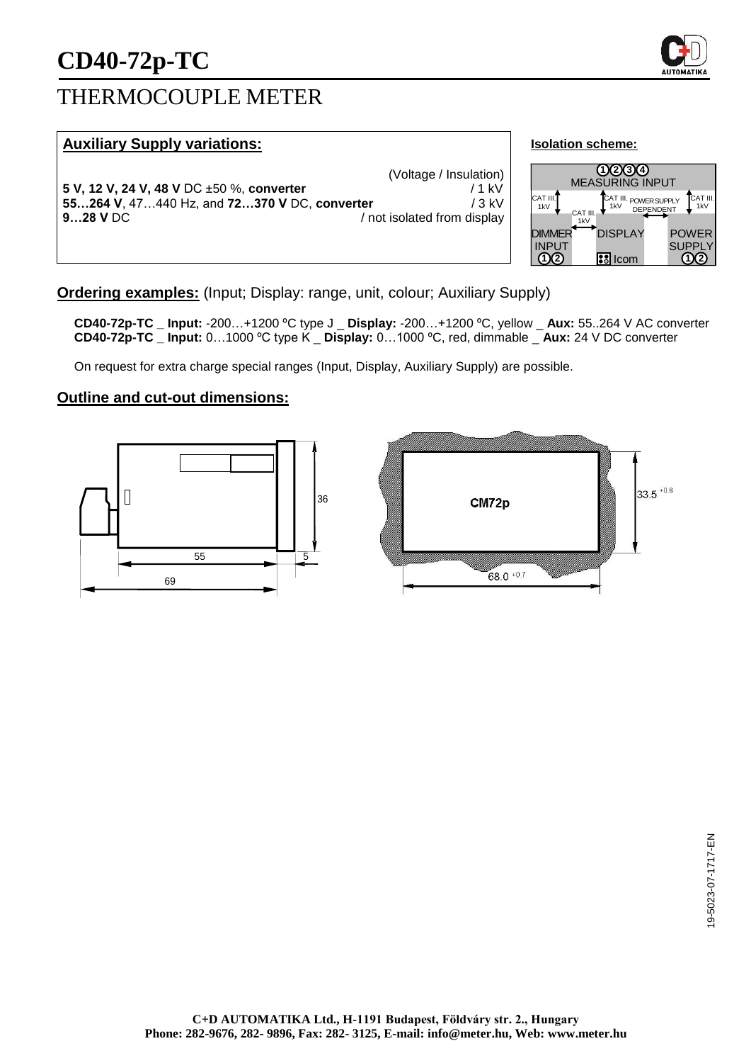# CD40-72p-TC

## THERMOCOUPLE METER

### Auxiliary Supply variations:

| | (Voltage / Insulation) |
|---|---|
| **5 V, 12 V, 24 V, 48 V** DC ±50 %, **converter** | / 1 kV |
| **55…264 V**, 47…440 Hz, and **72…370 V** DC, **converter** | / 3 kV |
| **9…28 V** DC | / not isolated from display |

### Isolation scheme:

①②③④
MEASURING INPUT
CAT III. 1kV
CAT III. 1kV
CAT III. 1kV
POWER SUPPLY DEPENDENT
CAT III. 1kV
DIMMER INPUT ①②
DISPLAY
Icom
POWER SUPPLY ①②

### Ordering examples: (Input; Display: range, unit, colour; Auxiliary Supply)

**CD40-72p-TC _ Input:** -200…+1200 ºC type J _ **Display:** -200…+1200 ºC, yellow _ **Aux:** 55..264 V AC converter
**CD40-72p-TC _ Input:** 0…1000 ºC type K _ **Display:** 0…1000 ºC, red, dimmable _ **Aux:** 24 V DC converter

On request for extra charge special ranges (Input, Display, Auxiliary Supply) are possible.

### Outline and cut-out dimensions:

36
55
5
69

CM72p
33.5 +0.8
68.0 +0.7

19-5023-07-1717-EN

**C+D AUTOMATIKA Ltd., H-1191 Budapest, Földváry str. 2., Hungary**
**Phone: 282-9676, 282- 9896, Fax: 282- 3125, E-mail: info@meter.hu, Web: www.meter.hu**